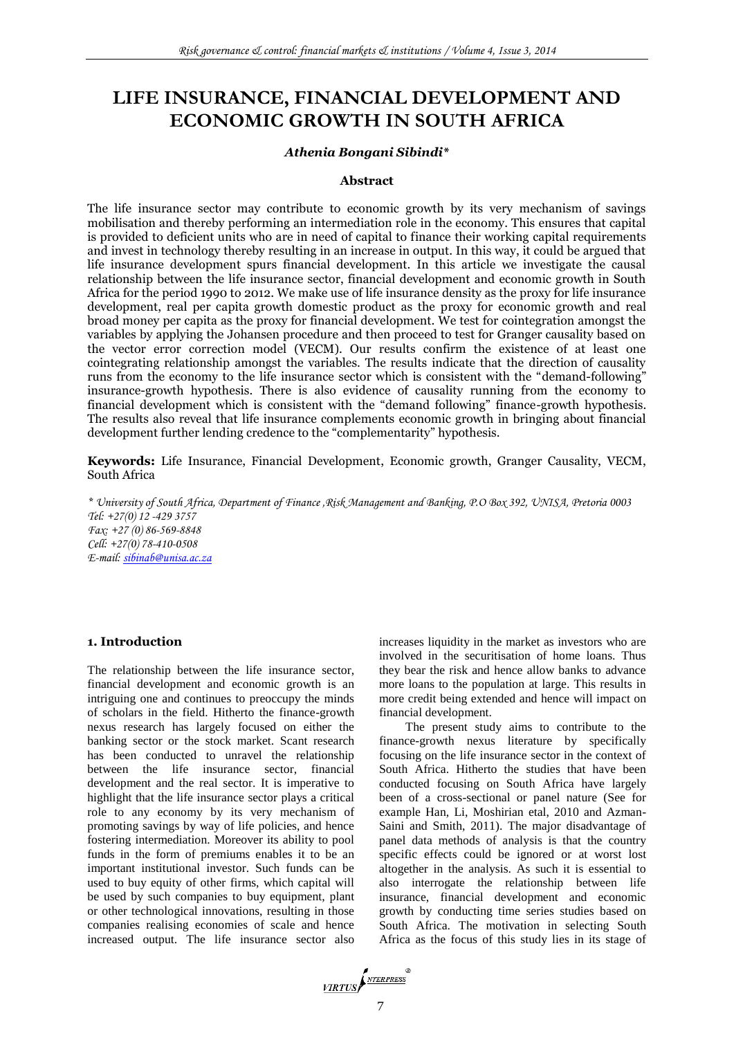# LIFE INSURANCE, FINANCIAL DEVELOPMENT AND ECONOMIC GROWTH IN SOUTH AFRICA

***Athenia Bongani Sibindi****

### Abstract

The life insurance sector may contribute to economic growth by its very mechanism of savings mobilisation and thereby performing an intermediation role in the economy. This ensures that capital is provided to deficient units who are in need of capital to finance their working capital requirements and invest in technology thereby resulting in an increase in output. In this way, it could be argued that life insurance development spurs financial development. In this article we investigate the causal relationship between the life insurance sector, financial development and economic growth in South Africa for the period 1990 to 2012. We make use of life insurance density as the proxy for life insurance development, real per capita growth domestic product as the proxy for economic growth and real broad money per capita as the proxy for financial development. We test for cointegration amongst the variables by applying the Johansen procedure and then proceed to test for Granger causality based on the vector error correction model (VECM). Our results confirm the existence of at least one cointegrating relationship amongst the variables. The results indicate that the direction of causality runs from the economy to the life insurance sector which is consistent with the "demand-following" insurance-growth hypothesis. There is also evidence of causality running from the economy to financial development which is consistent with the "demand following" finance-growth hypothesis. The results also reveal that life insurance complements economic growth in bringing about financial development further lending credence to the "complementarity" hypothesis.

**Keywords:** Life Insurance, Financial Development, Economic growth, Granger Causality, VECM, South Africa

*\* University of South Africa, Department of Finance ,Risk Management and Banking, P.O Box 392, UNISA, Pretoria 0003*
*Tel: +27(0) 12 -429 3757*
*Fax: +27 (0) 86-569-8848*
*Cell: +27(0) 78-410-0508*
*E-mail: sibinab@unisa.ac.za*

## 1. Introduction

The relationship between the life insurance sector, financial development and economic growth is an intriguing one and continues to preoccupy the minds of scholars in the field. Hitherto the finance-growth nexus research has largely focused on either the banking sector or the stock market. Scant research has been conducted to unravel the relationship between the life insurance sector, financial development and the real sector. It is imperative to highlight that the life insurance sector plays a critical role to any economy by its very mechanism of promoting savings by way of life policies, and hence fostering intermediation. Moreover its ability to pool funds in the form of premiums enables it to be an important institutional investor. Such funds can be used to buy equity of other firms, which capital will be used by such companies to buy equipment, plant or other technological innovations, resulting in those companies realising economies of scale and hence increased output. The life insurance sector also increases liquidity in the market as investors who are involved in the securitisation of home loans. Thus they bear the risk and hence allow banks to advance more loans to the population at large. This results in more credit being extended and hence will impact on financial development.

The present study aims to contribute to the finance-growth nexus literature by specifically focusing on the life insurance sector in the context of South Africa. Hitherto the studies that have been conducted focusing on South Africa have largely been of a cross-sectional or panel nature (See for example Han, Li, Moshirian etal, 2010 and Azman-Saini and Smith, 2011). The major disadvantage of panel data methods of analysis is that the country specific effects could be ignored or at worst lost altogether in the analysis. As such it is essential to also interrogate the relationship between life insurance, financial development and economic growth by conducting time series studies based on South Africa. The motivation in selecting South Africa as the focus of this study lies in its stage of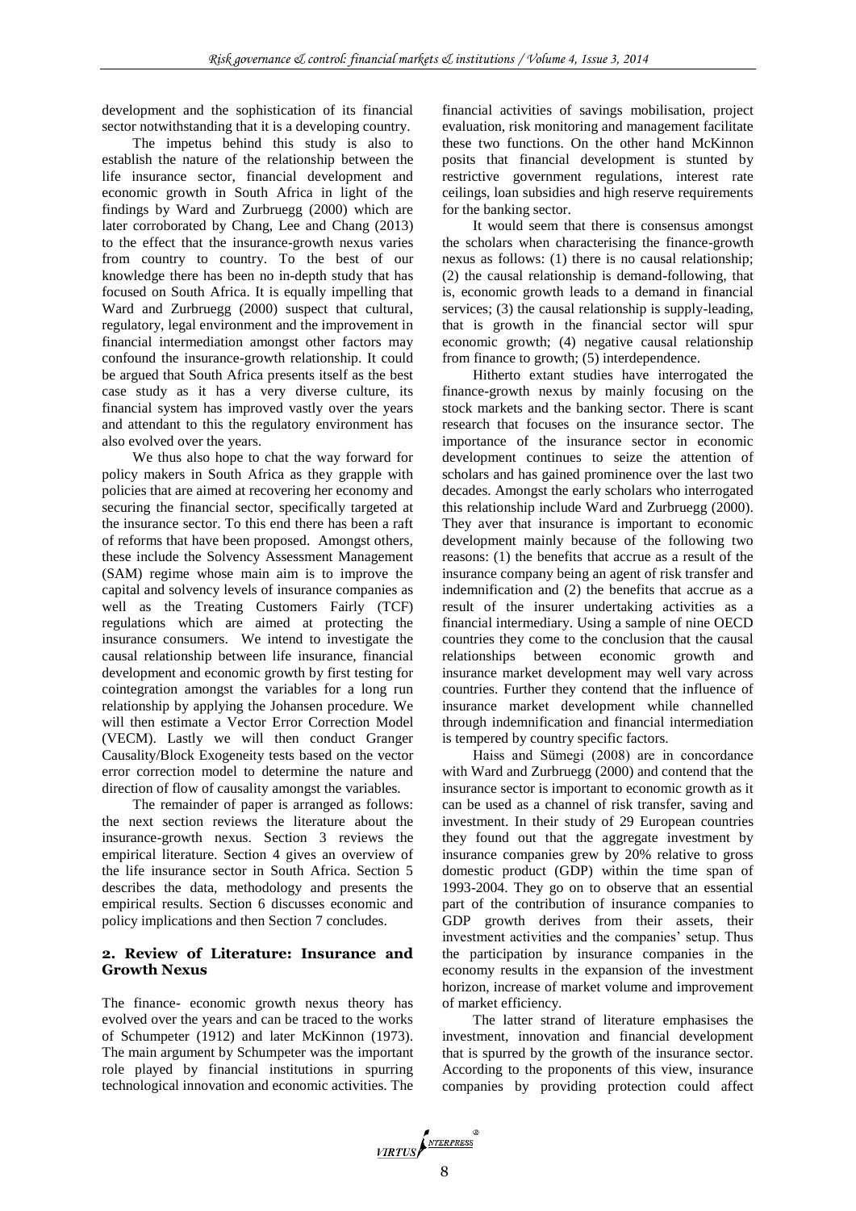development and the sophistication of its financial sector notwithstanding that it is a developing country.

The impetus behind this study is also to establish the nature of the relationship between the life insurance sector, financial development and economic growth in South Africa in light of the findings by Ward and Zurbruegg (2000) which are later corroborated by Chang, Lee and Chang (2013) to the effect that the insurance-growth nexus varies from country to country. To the best of our knowledge there has been no in-depth study that has focused on South Africa. It is equally impelling that Ward and Zurbruegg (2000) suspect that cultural, regulatory, legal environment and the improvement in financial intermediation amongst other factors may confound the insurance-growth relationship. It could be argued that South Africa presents itself as the best case study as it has a very diverse culture, its financial system has improved vastly over the years and attendant to this the regulatory environment has also evolved over the years.

We thus also hope to chat the way forward for policy makers in South Africa as they grapple with policies that are aimed at recovering her economy and securing the financial sector, specifically targeted at the insurance sector. To this end there has been a raft of reforms that have been proposed. Amongst others, these include the Solvency Assessment Management (SAM) regime whose main aim is to improve the capital and solvency levels of insurance companies as well as the Treating Customers Fairly (TCF) regulations which are aimed at protecting the insurance consumers. We intend to investigate the causal relationship between life insurance, financial development and economic growth by first testing for cointegration amongst the variables for a long run relationship by applying the Johansen procedure. We will then estimate a Vector Error Correction Model (VECM). Lastly we will then conduct Granger Causality/Block Exogeneity tests based on the vector error correction model to determine the nature and direction of flow of causality amongst the variables.

The remainder of paper is arranged as follows: the next section reviews the literature about the insurance-growth nexus. Section 3 reviews the empirical literature. Section 4 gives an overview of the life insurance sector in South Africa. Section 5 describes the data, methodology and presents the empirical results. Section 6 discusses economic and policy implications and then Section 7 concludes.

## 2. Review of Literature: Insurance and Growth Nexus

The finance- economic growth nexus theory has evolved over the years and can be traced to the works of Schumpeter (1912) and later McKinnon (1973). The main argument by Schumpeter was the important role played by financial institutions in spurring technological innovation and economic activities. The financial activities of savings mobilisation, project evaluation, risk monitoring and management facilitate these two functions. On the other hand McKinnon posits that financial development is stunted by restrictive government regulations, interest rate ceilings, loan subsidies and high reserve requirements for the banking sector.

It would seem that there is consensus amongst the scholars when characterising the finance-growth nexus as follows: (1) there is no causal relationship; (2) the causal relationship is demand-following, that is, economic growth leads to a demand in financial services; (3) the causal relationship is supply-leading, that is growth in the financial sector will spur economic growth; (4) negative causal relationship from finance to growth; (5) interdependence.

Hitherto extant studies have interrogated the finance-growth nexus by mainly focusing on the stock markets and the banking sector. There is scant research that focuses on the insurance sector. The importance of the insurance sector in economic development continues to seize the attention of scholars and has gained prominence over the last two decades. Amongst the early scholars who interrogated this relationship include Ward and Zurbruegg (2000). They aver that insurance is important to economic development mainly because of the following two reasons: (1) the benefits that accrue as a result of the insurance company being an agent of risk transfer and indemnification and (2) the benefits that accrue as a result of the insurer undertaking activities as a financial intermediary. Using a sample of nine OECD countries they come to the conclusion that the causal relationships between economic growth and insurance market development may well vary across countries. Further they contend that the influence of insurance market development while channelled through indemnification and financial intermediation is tempered by country specific factors.

Haiss and Sümegi (2008) are in concordance with Ward and Zurbruegg (2000) and contend that the insurance sector is important to economic growth as it can be used as a channel of risk transfer, saving and investment. In their study of 29 European countries they found out that the aggregate investment by insurance companies grew by 20% relative to gross domestic product (GDP) within the time span of 1993-2004. They go on to observe that an essential part of the contribution of insurance companies to GDP growth derives from their assets, their investment activities and the companies' setup. Thus the participation by insurance companies in the economy results in the expansion of the investment horizon, increase of market volume and improvement of market efficiency.

The latter strand of literature emphasises the investment, innovation and financial development that is spurred by the growth of the insurance sector. According to the proponents of this view, insurance companies by providing protection could affect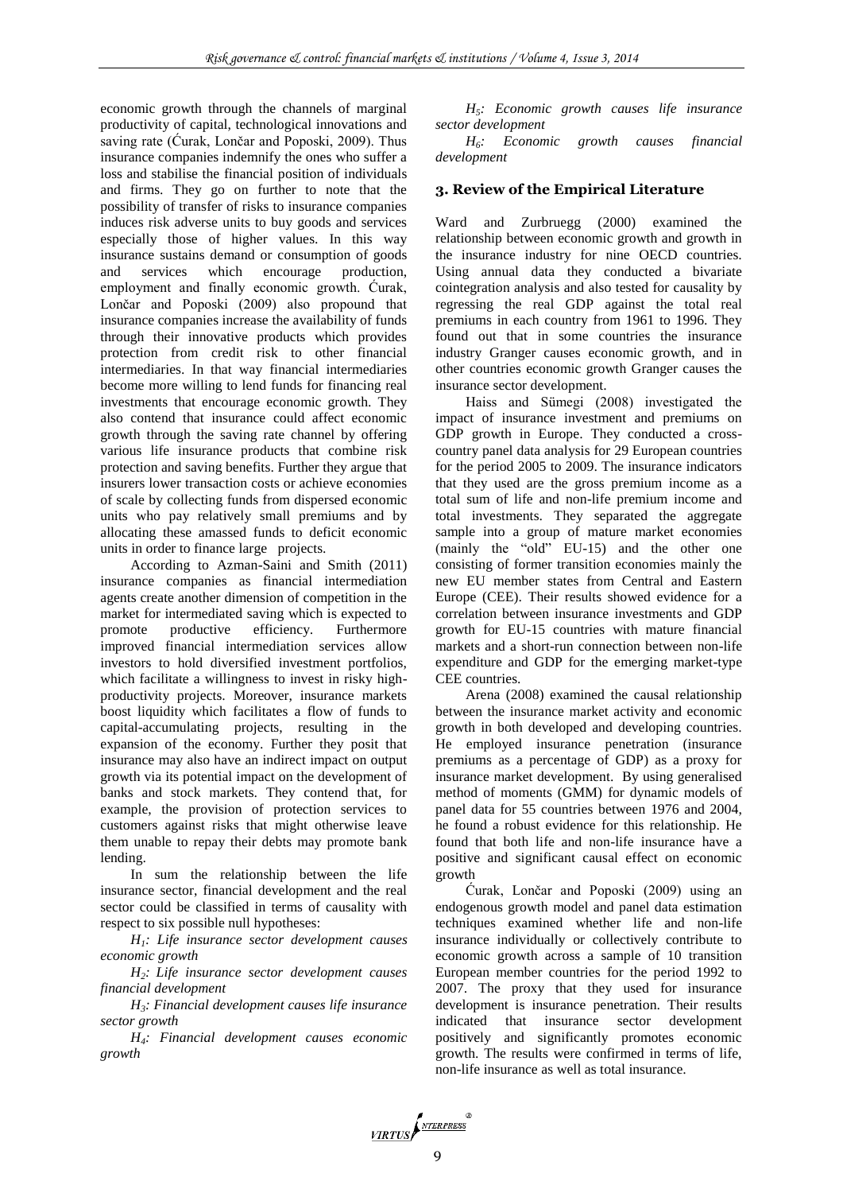economic growth through the channels of marginal productivity of capital, technological innovations and saving rate (Ćurak, Lončar and Poposki, 2009). Thus insurance companies indemnify the ones who suffer a loss and stabilise the financial position of individuals and firms. They go on further to note that the possibility of transfer of risks to insurance companies induces risk adverse units to buy goods and services especially those of higher values. In this way insurance sustains demand or consumption of goods and services which encourage production, employment and finally economic growth. Ćurak, Lončar and Poposki (2009) also propound that insurance companies increase the availability of funds through their innovative products which provides protection from credit risk to other financial intermediaries. In that way financial intermediaries become more willing to lend funds for financing real investments that encourage economic growth. They also contend that insurance could affect economic growth through the saving rate channel by offering various life insurance products that combine risk protection and saving benefits. Further they argue that insurers lower transaction costs or achieve economies of scale by collecting funds from dispersed economic units who pay relatively small premiums and by allocating these amassed funds to deficit economic units in order to finance large projects.

According to Azman-Saini and Smith (2011) insurance companies as financial intermediation agents create another dimension of competition in the market for intermediated saving which is expected to promote productive efficiency. Furthermore improved financial intermediation services allow investors to hold diversified investment portfolios, which facilitate a willingness to invest in risky high-productivity projects. Moreover, insurance markets boost liquidity which facilitates a flow of funds to capital-accumulating projects, resulting in the expansion of the economy. Further they posit that insurance may also have an indirect impact on output growth via its potential impact on the development of banks and stock markets. They contend that, for example, the provision of protection services to customers against risks that might otherwise leave them unable to repay their debts may promote bank lending.

In sum the relationship between the life insurance sector, financial development and the real sector could be classified in terms of causality with respect to six possible null hypotheses:

*$H_1$: Life insurance sector development causes economic growth*

*$H_2$: Life insurance sector development causes financial development*

*$H_3$: Financial development causes life insurance sector growth*

*$H_4$: Financial development causes economic growth*

*$H_5$: Economic growth causes life insurance sector development*

*$H_6$: Economic growth causes financial development*

## 3. Review of the Empirical Literature

Ward and Zurbruegg (2000) examined the relationship between economic growth and growth in the insurance industry for nine OECD countries. Using annual data they conducted a bivariate cointegration analysis and also tested for causality by regressing the real GDP against the total real premiums in each country from 1961 to 1996. They found out that in some countries the insurance industry Granger causes economic growth, and in other countries economic growth Granger causes the insurance sector development.

Haiss and Sümegi (2008) investigated the impact of insurance investment and premiums on GDP growth in Europe. They conducted a cross-country panel data analysis for 29 European countries for the period 2005 to 2009. The insurance indicators that they used are the gross premium income as a total sum of life and non-life premium income and total investments. They separated the aggregate sample into a group of mature market economies (mainly the "old" EU-15) and the other one consisting of former transition economies mainly the new EU member states from Central and Eastern Europe (CEE). Their results showed evidence for a correlation between insurance investments and GDP growth for EU-15 countries with mature financial markets and a short-run connection between non-life expenditure and GDP for the emerging market-type CEE countries.

Arena (2008) examined the causal relationship between the insurance market activity and economic growth in both developed and developing countries. He employed insurance penetration (insurance premiums as a percentage of GDP) as a proxy for insurance market development. By using generalised method of moments (GMM) for dynamic models of panel data for 55 countries between 1976 and 2004, he found a robust evidence for this relationship. He found that both life and non-life insurance have a positive and significant causal effect on economic growth

Ćurak, Lončar and Poposki (2009) using an endogenous growth model and panel data estimation techniques examined whether life and non-life insurance individually or collectively contribute to economic growth across a sample of 10 transition European member countries for the period 1992 to 2007. The proxy that they used for insurance development is insurance penetration. Their results indicated that insurance sector development positively and significantly promotes economic growth. The results were confirmed in terms of life, non-life insurance as well as total insurance.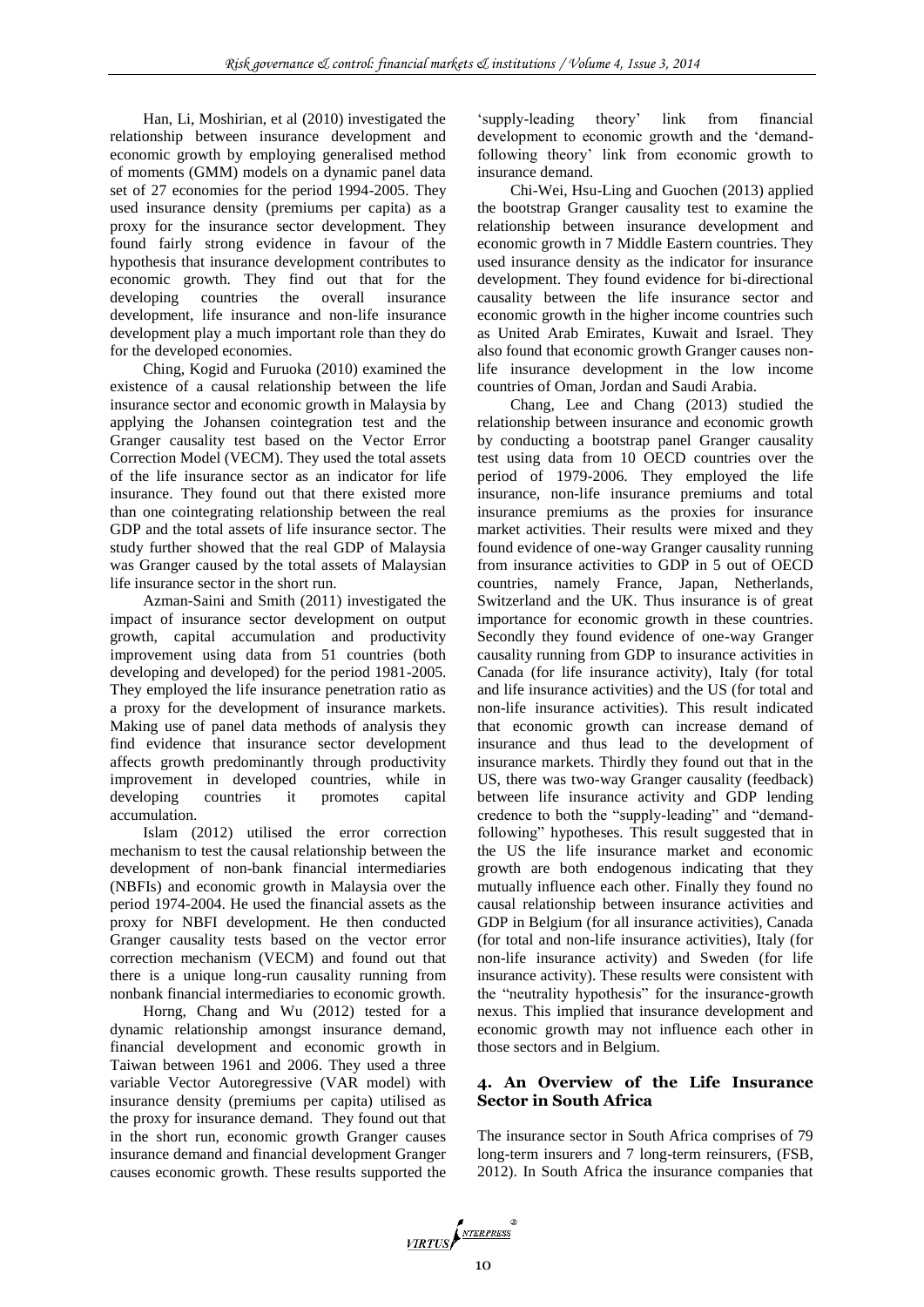Han, Li, Moshirian, et al (2010) investigated the relationship between insurance development and economic growth by employing generalised method of moments (GMM) models on a dynamic panel data set of 27 economies for the period 1994-2005. They used insurance density (premiums per capita) as a proxy for the insurance sector development. They found fairly strong evidence in favour of the hypothesis that insurance development contributes to economic growth. They find out that for the developing countries the overall insurance development, life insurance and non-life insurance development play a much important role than they do for the developed economies.

Ching, Kogid and Furuoka (2010) examined the existence of a causal relationship between the life insurance sector and economic growth in Malaysia by applying the Johansen cointegration test and the Granger causality test based on the Vector Error Correction Model (VECM). They used the total assets of the life insurance sector as an indicator for life insurance. They found out that there existed more than one cointegrating relationship between the real GDP and the total assets of life insurance sector. The study further showed that the real GDP of Malaysia was Granger caused by the total assets of Malaysian life insurance sector in the short run.

Azman-Saini and Smith (2011) investigated the impact of insurance sector development on output growth, capital accumulation and productivity improvement using data from 51 countries (both developing and developed) for the period 1981-2005. They employed the life insurance penetration ratio as a proxy for the development of insurance markets. Making use of panel data methods of analysis they find evidence that insurance sector development affects growth predominantly through productivity improvement in developed countries, while in developing countries it promotes capital accumulation.

Islam (2012) utilised the error correction mechanism to test the causal relationship between the development of non-bank financial intermediaries (NBFIs) and economic growth in Malaysia over the period 1974-2004. He used the financial assets as the proxy for NBFI development. He then conducted Granger causality tests based on the vector error correction mechanism (VECM) and found out that there is a unique long-run causality running from nonbank financial intermediaries to economic growth.

Horng, Chang and Wu (2012) tested for a dynamic relationship amongst insurance demand, financial development and economic growth in Taiwan between 1961 and 2006. They used a three variable Vector Autoregressive (VAR model) with insurance density (premiums per capita) utilised as the proxy for insurance demand. They found out that in the short run, economic growth Granger causes insurance demand and financial development Granger causes economic growth. These results supported the 'supply-leading theory' link from financial development to economic growth and the 'demand-following theory' link from economic growth to insurance demand.

Chi-Wei, Hsu-Ling and Guochen (2013) applied the bootstrap Granger causality test to examine the relationship between insurance development and economic growth in 7 Middle Eastern countries. They used insurance density as the indicator for insurance development. They found evidence for bi-directional causality between the life insurance sector and economic growth in the higher income countries such as United Arab Emirates, Kuwait and Israel. They also found that economic growth Granger causes non-life insurance development in the low income countries of Oman, Jordan and Saudi Arabia.

Chang, Lee and Chang (2013) studied the relationship between insurance and economic growth by conducting a bootstrap panel Granger causality test using data from 10 OECD countries over the period of 1979-2006. They employed the life insurance, non-life insurance premiums and total insurance premiums as the proxies for insurance market activities. Their results were mixed and they found evidence of one-way Granger causality running from insurance activities to GDP in 5 out of OECD countries, namely France, Japan, Netherlands, Switzerland and the UK. Thus insurance is of great importance for economic growth in these countries. Secondly they found evidence of one-way Granger causality running from GDP to insurance activities in Canada (for life insurance activity), Italy (for total and life insurance activities) and the US (for total and non-life insurance activities). This result indicated that economic growth can increase demand of insurance and thus lead to the development of insurance markets. Thirdly they found out that in the US, there was two-way Granger causality (feedback) between life insurance activity and GDP lending credence to both the "supply-leading" and "demand-following" hypotheses. This result suggested that in the US the life insurance market and economic growth are both endogenous indicating that they mutually influence each other. Finally they found no causal relationship between insurance activities and GDP in Belgium (for all insurance activities), Canada (for total and non-life insurance activities), Italy (for non-life insurance activity) and Sweden (for life insurance activity). These results were consistent with the "neutrality hypothesis" for the insurance-growth nexus. This implied that insurance development and economic growth may not influence each other in those sectors and in Belgium.

## 4. An Overview of the Life Insurance Sector in South Africa

The insurance sector in South Africa comprises of 79 long-term insurers and 7 long-term reinsurers, (FSB, 2012). In South Africa the insurance companies that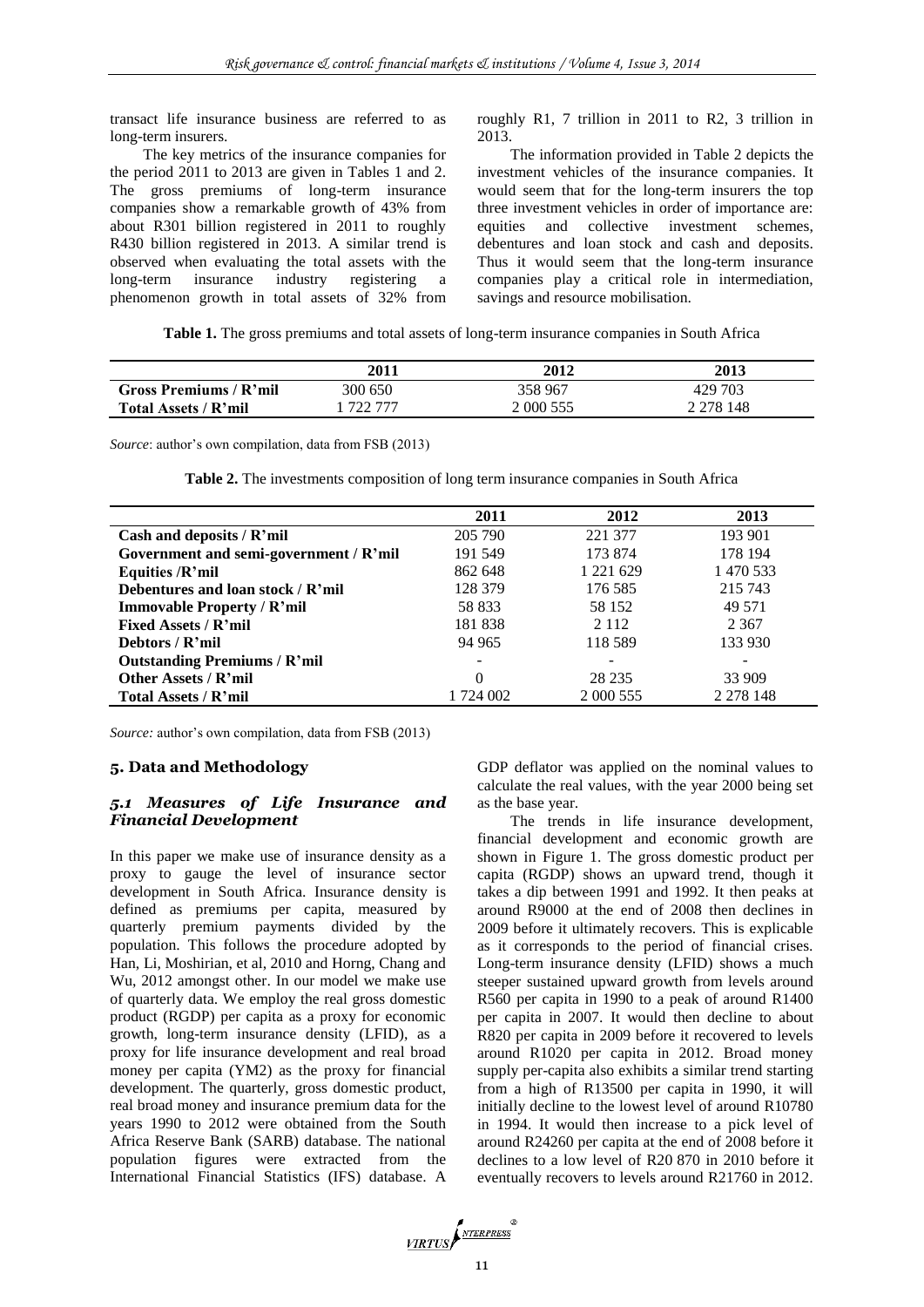transact life insurance business are referred to as long-term insurers.

The key metrics of the insurance companies for the period 2011 to 2013 are given in Tables 1 and 2. The gross premiums of long-term insurance companies show a remarkable growth of 43% from about R301 billion registered in 2011 to roughly R430 billion registered in 2013. A similar trend is observed when evaluating the total assets with the long-term insurance industry registering a phenomenon growth in total assets of 32% from roughly R1, 7 trillion in 2011 to R2, 3 trillion in 2013.

The information provided in Table 2 depicts the investment vehicles of the insurance companies. It would seem that for the long-term insurers the top three investment vehicles in order of importance are: equities and collective investment schemes, debentures and loan stock and cash and deposits. Thus it would seem that the long-term insurance companies play a critical role in intermediation, savings and resource mobilisation.

**Table 1.** The gross premiums and total assets of long-term insurance companies in South Africa

| | 2011 | 2012 | 2013 |
|---|---|---|---|
| **Gross Premiums / R'mil** | 300 650 | 358 967 | 429 703 |
| **Total Assets / R'mil** | 1 722 777 | 2 000 555 | 2 278 148 |

*Source*: author's own compilation, data from FSB (2013)

**Table 2.** The investments composition of long term insurance companies in South Africa

| | 2011 | 2012 | 2013 |
|---|---|---|---|
| **Cash and deposits / R'mil** | 205 790 | 221 377 | 193 901 |
| **Government and semi-government / R'mil** | 191 549 | 173 874 | 178 194 |
| **Equities /R'mil** | 862 648 | 1 221 629 | 1 470 533 |
| **Debentures and loan stock / R'mil** | 128 379 | 176 585 | 215 743 |
| **Immovable Property / R'mil** | 58 833 | 58 152 | 49 571 |
| **Fixed Assets / R'mil** | 181 838 | 2 112 | 2 367 |
| **Debtors / R'mil** | 94 965 | 118 589 | 133 930 |
| **Outstanding Premiums / R'mil** | - | - | - |
| **Other Assets / R'mil** | 0 | 28 235 | 33 909 |
| **Total Assets / R'mil** | 1 724 002 | 2 000 555 | 2 278 148 |

*Source:* author's own compilation, data from FSB (2013)

## 5. Data and Methodology

### *5.1 Measures of Life Insurance and Financial Development*

In this paper we make use of insurance density as a proxy to gauge the level of insurance sector development in South Africa. Insurance density is defined as premiums per capita, measured by quarterly premium payments divided by the population. This follows the procedure adopted by Han, Li, Moshirian, et al, 2010 and Horng, Chang and Wu, 2012 amongst other. In our model we make use of quarterly data. We employ the real gross domestic product (RGDP) per capita as a proxy for economic growth, long-term insurance density (LFID), as a proxy for life insurance development and real broad money per capita (YM2) as the proxy for financial development. The quarterly, gross domestic product, real broad money and insurance premium data for the years 1990 to 2012 were obtained from the South Africa Reserve Bank (SARB) database. The national population figures were extracted from the International Financial Statistics (IFS) database. A GDP deflator was applied on the nominal values to calculate the real values, with the year 2000 being set as the base year.

The trends in life insurance development, financial development and economic growth are shown in Figure 1. The gross domestic product per capita (RGDP) shows an upward trend, though it takes a dip between 1991 and 1992. It then peaks at around R9000 at the end of 2008 then declines in 2009 before it ultimately recovers. This is explicable as it corresponds to the period of financial crises. Long-term insurance density (LFID) shows a much steeper sustained upward growth from levels around R560 per capita in 1990 to a peak of around R1400 per capita in 2007. It would then decline to about R820 per capita in 2009 before it recovered to levels around R1020 per capita in 2012. Broad money supply per-capita also exhibits a similar trend starting from a high of R13500 per capita in 1990, it will initially decline to the lowest level of around R10780 in 1994. It would then increase to a pick level of around R24260 per capita at the end of 2008 before it declines to a low level of R20 870 in 2010 before it eventually recovers to levels around R21760 in 2012.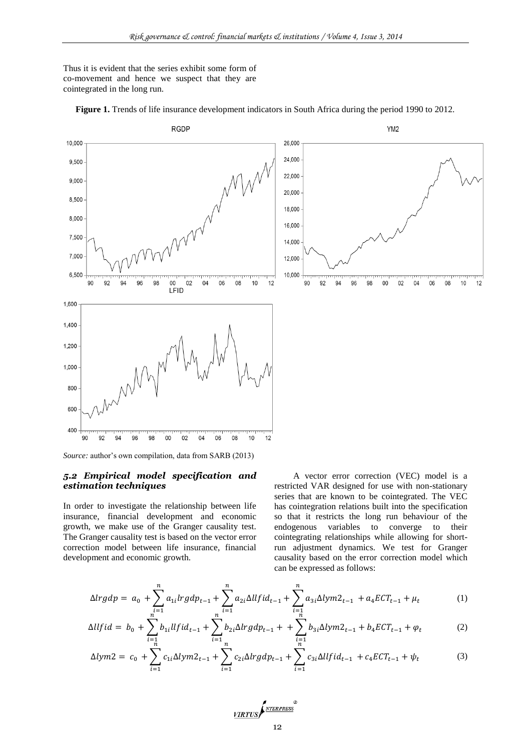Thus it is evident that the series exhibit some form of co-movement and hence we suspect that they are cointegrated in the long run.

**Figure 1.** Trends of life insurance development indicators in South Africa during the period 1990 to 2012.

RGDP

10,000
9,500
9,000
8,500
8,000
7,500
7,000
6,500
90 92 94 96 98 00 02 04 06 08 10 12

YM2

26,000
24,000
22,000
20,000
18,000
16,000
14,000
12,000
10,000
90 92 94 96 98 00 02 04 06 08 10 12

LFID

1,600
1,400
1,200
1,000
800
600
400
90 92 94 96 98 00 02 04 06 08 10 12

*Source:* author's own compilation, data from SARB (2013)

### *5.2 Empirical model specification and estimation techniques*

In order to investigate the relationship between life insurance, financial development and economic growth, we make use of the Granger causality test. The Granger causality test is based on the vector error correction model between life insurance, financial development and economic growth.

A vector error correction (VEC) model is a restricted VAR designed for use with non-stationary series that are known to be cointegrated. The VEC has cointegration relations built into the specification so that it restricts the long run behaviour of the endogenous variables to converge to their cointegrating relationships while allowing for short-run adjustment dynamics. We test for Granger causality based on the error correction model which can be expressed as follows:

$$\Delta lrgdp = a_0 + \sum_{i=1}^{n} a_{1i} lrgdp_{t-1} + \sum_{i=1}^{n} a_{2i} \Delta llfid_{t-1} + \sum_{i=1}^{n} a_{3i} \Delta lym2_{t-1} + a_4 ECT_{t-1} + \mu_t \tag{1}$$

$$\Delta llfid = b_0 + \sum_{i=1}^{n} b_{1i} llfid_{t-1} + \sum_{i=1}^{n} b_{2i} \Delta lrgdp_{t-1} + + \sum_{i=1}^{n} b_{3i} \Delta lym2_{t-1} + b_4 ECT_{t-1} + \varphi_t \tag{2}$$

$$\Delta lym2 = c_0 + \sum_{i=1}^{n} c_{1i} \Delta lym2_{t-1} + \sum_{i=1}^{n} c_{2i} \Delta lrgdp_{t-1} + \sum_{i=1}^{n} c_{3i} \Delta llfid_{t-1} + c_4 ECT_{t-1} + \psi_t \tag{3}$$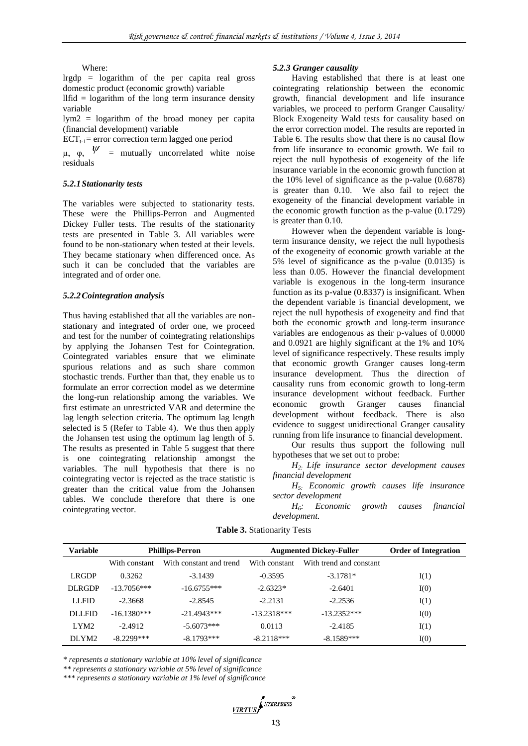Where:

lrgdp = logarithm of the per capita real gross domestic product (economic growth) variable

llfid = logarithm of the long term insurance density variable

lym2 = logarithm of the broad money per capita (financial development) variable

$ECT_{t-1}$= error correction term lagged one period

$\mu$, $\varphi$, $\psi$ = mutually uncorrelated white noise residuals

#### *5.2.1 Stationarity tests*

The variables were subjected to stationarity tests. These were the Phillips-Perron and Augmented Dickey Fuller tests. The results of the stationarity tests are presented in Table 3. All variables were found to be non-stationary when tested at their levels. They became stationary when differenced once. As such it can be concluded that the variables are integrated and of order one.

#### *5.2.2 Cointegration analysis*

Thus having established that all the variables are non-stationary and integrated of order one, we proceed and test for the number of cointegrating relationships by applying the Johansen Test for Cointegration. Cointegrated variables ensure that we eliminate spurious relations and as such share common stochastic trends. Further than that, they enable us to formulate an error correction model as we determine the long-run relationship among the variables. We first estimate an unrestricted VAR and determine the lag length selection criteria. The optimum lag length selected is 5 (Refer to Table 4). We thus then apply the Johansen test using the optimum lag length of 5. The results as presented in Table 5 suggest that there is one cointegrating relationship amongst the variables. The null hypothesis that there is no cointegrating vector is rejected as the trace statistic is greater than the critical value from the Johansen tables. We conclude therefore that there is one cointegrating vector.

#### *5.2.3 Granger causality*

Having established that there is at least one cointegrating relationship between the economic growth, financial development and life insurance variables, we proceed to perform Granger Causality/ Block Exogeneity Wald tests for causality based on the error correction model. The results are reported in Table 6. The results show that there is no causal flow from life insurance to economic growth. We fail to reject the null hypothesis of exogeneity of the life insurance variable in the economic growth function at the 10% level of significance as the p-value (0.6878) is greater than 0.10. We also fail to reject the exogeneity of the financial development variable in the economic growth function as the p-value (0.1729) is greater than 0.10.

However when the dependent variable is long-term insurance density, we reject the null hypothesis of the exogeneity of economic growth variable at the 5% level of significance as the p-value (0.0135) is less than 0.05. However the financial development variable is exogenous in the long-term insurance function as its p-value (0.8337) is insignificant. When the dependent variable is financial development, we reject the null hypothesis of exogeneity and find that both the economic growth and long-term insurance variables are endogenous as their p-values of 0.0000 and 0.0921 are highly significant at the 1% and 10% level of significance respectively. These results imply that economic growth Granger causes long-term insurance development. Thus the direction of causality runs from economic growth to long-term insurance development without feedback. Further economic growth Granger causes financial development without feedback. There is also evidence to suggest unidirectional Granger causality running from life insurance to financial development.

Our results thus support the following null hypotheses that we set out to probe:

*$H_2$: Life insurance sector development causes financial development*

*$H_5$: Economic growth causes life insurance sector development*

*$H_6$: Economic growth causes financial development.*

**Table 3.** Stationarity Tests

| Variable | Phillips-Perron | | Augmented Dickey-Fuller | | Order of Integration |
|---|---|---|---|---|---|
| | With constant | With constant and trend | With constant | With trend and constant | |
| LRGDP | 0.3262 | -3.1439 | -0.3595 | -3.1781* | I(1) |
| DLRGDP | -13.7056*** | -16.6755*** | -2.6323* | -2.6401 | I(0) |
| LLFID | -2.3668 | -2.8545 | -2.2131 | -2.2536 | I(1) |
| DLLFID | -16.1380*** | -21.4943*** | -13.2318*** | -13.2352*** | I(0) |
| LYM2 | -2.4912 | -5.6073*** | 0.0113 | -2.4185 | I(1) |
| DLYM2 | -8.2299*** | -8.1793*** | -8.2118*** | -8.1589*** | I(0) |

*\* represents a stationary variable at 10% level of significance*

*\*\* represents a stationary variable at 5% level of significance*

*\*\*\* represents a stationary variable at 1% level of significance*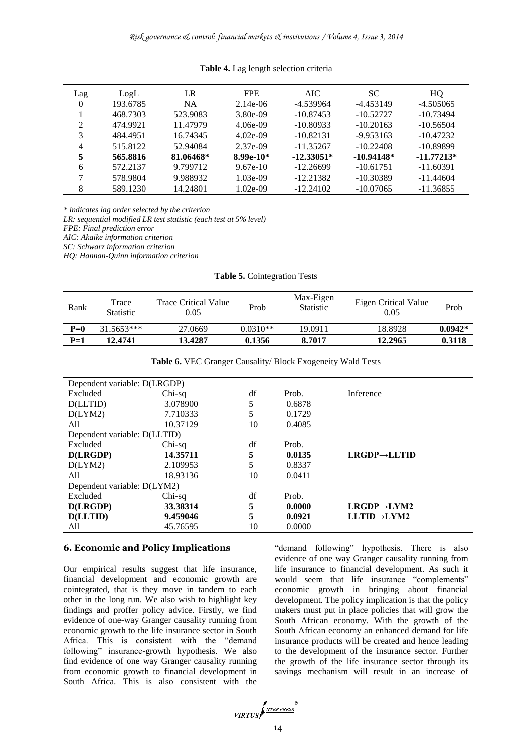**Table 4.** Lag length selection criteria

| Lag | LogL | LR | FPE | AIC | SC | HQ |
|---|---|---|---|---|---|---|
| 0 | 193.6785 | NA | 2.14e-06 | -4.539964 | -4.453149 | -4.505065 |
| 1 | 468.7303 | 523.9083 | 3.80e-09 | -10.87453 | -10.52727 | -10.73494 |
| 2 | 474.9921 | 11.47979 | 4.06e-09 | -10.80933 | -10.20163 | -10.56504 |
| 3 | 484.4951 | 16.74345 | 4.02e-09 | -10.82131 | -9.953163 | -10.47232 |
| 4 | 515.8122 | 52.94084 | 2.37e-09 | -11.35267 | -10.22408 | -10.89899 |
| **5** | **565.8816** | **81.06468*** | **8.99e-10*** | **-12.33051*** | **-10.94148*** | **-11.77213*** |
| 6 | 572.2137 | 9.799712 | 9.67e-10 | -12.26699 | -10.61751 | -11.60391 |
| 7 | 578.9804 | 9.988932 | 1.03e-09 | -12.21382 | -10.30389 | -11.44604 |
| 8 | 589.1230 | 14.24801 | 1.02e-09 | -12.24102 | -10.07065 | -11.36855 |

*\* indicates lag order selected by the criterion*
*LR: sequential modified LR test statistic (each test at 5% level)*
*FPE: Final prediction error*
*AIC: Akaike information criterion*
*SC: Schwarz information criterion*
*HQ: Hannan-Quinn information criterion*

**Table 5.** Cointegration Tests

| Rank | Trace Statistic | Trace Critical Value 0.05 | Prob | Max-Eigen Statistic | Eigen Critical Value 0.05 | Prob |
|---|---|---|---|---|---|---|
| **P=0** | 31.5653*** | 27.0669 | 0.0310** | 19.0911 | 18.8928 | **0.0942*** |
| **P=1** | **12.4741** | **13.4287** | **0.1356** | **8.7017** | **12.2965** | **0.3118** |

**Table 6.** VEC Granger Causality/ Block Exogeneity Wald Tests

| Dependent variable: D(LRGDP) | | | | |
|---|---|---|---|---|
| Excluded | Chi-sq | df | Prob. | Inference |
| D(LLTID) | 3.078900 | 5 | 0.6878 | |
| D(LYM2) | 7.710333 | 5 | 0.1729 | |
| All | 10.37129 | 10 | 0.4085 | |
| Dependent variable: D(LLTID) | | | | |
| Excluded | Chi-sq | df | Prob. | |
| **D(LRGDP)** | **14.35711** | **5** | **0.0135** | **LRGDP→LLTID** |
| D(LYM2) | 2.109953 | 5 | 0.8337 | |
| All | 18.93136 | 10 | 0.0411 | |
| Dependent variable: D(LYM2) | | | | |
| Excluded | Chi-sq | df | Prob. | |
| **D(LRGDP)** | **33.38314** | **5** | **0.0000** | **LRGDP→LYM2** |
| **D(LLTID)** | **9.459046** | **5** | **0.0921** | **LLTID→LYM2** |
| All | 45.76595 | 10 | 0.0000 | |

## 6. Economic and Policy Implications

Our empirical results suggest that life insurance, financial development and economic growth are cointegrated, that is they move in tandem to each other in the long run. We also wish to highlight key findings and proffer policy advice. Firstly, we find evidence of one-way Granger causality running from economic growth to the life insurance sector in South Africa. This is consistent with the "demand following" insurance-growth hypothesis. We also find evidence of one way Granger causality running from economic growth to financial development in South Africa. This is also consistent with the "demand following" hypothesis. There is also evidence of one way Granger causality running from life insurance to financial development. As such it would seem that life insurance "complements" economic growth in bringing about financial development. The policy implication is that the policy makers must put in place policies that will grow the South African economy. With the growth of the South African economy an enhanced demand for life insurance products will be created and hence leading to the development of the insurance sector. Further the growth of the life insurance sector through its savings mechanism will result in an increase of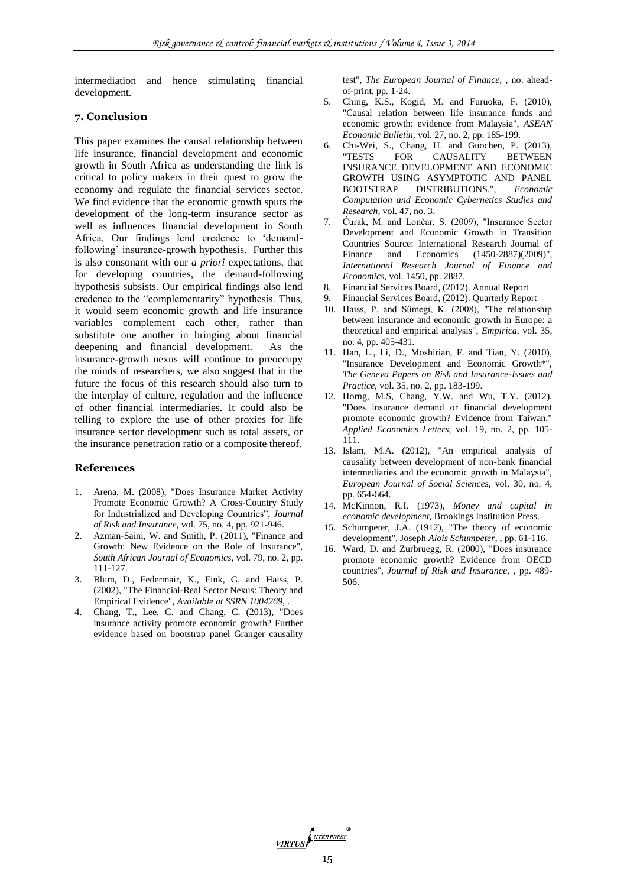intermediation and hence stimulating financial development.

## 7. Conclusion

This paper examines the causal relationship between life insurance, financial development and economic growth in South Africa as understanding the link is critical to policy makers in their quest to grow the economy and regulate the financial services sector. We find evidence that the economic growth spurs the development of the long-term insurance sector as well as influences financial development in South Africa. Our findings lend credence to 'demand-following' insurance-growth hypothesis. Further this is also consonant with our *a priori* expectations, that for developing countries, the demand-following hypothesis subsists. Our empirical findings also lend credence to the "complementarity" hypothesis. Thus, it would seem economic growth and life insurance variables complement each other, rather than substitute one another in bringing about financial deepening and financial development. As the insurance-growth nexus will continue to preoccupy the minds of researchers, we also suggest that in the future the focus of this research should also turn to the interplay of culture, regulation and the influence of other financial intermediaries. It could also be telling to explore the use of other proxies for life insurance sector development such as total assets, or the insurance penetration ratio or a composite thereof.

## References

1. Arena, M. (2008), "Does Insurance Market Activity Promote Economic Growth? A Cross-Country Study for Industrialized and Developing Countries", *Journal of Risk and Insurance*, vol. 75, no. 4, pp. 921-946.
2. Azman-Saini, W. and Smith, P. (2011), "Finance and Growth: New Evidence on the Role of Insurance", *South African Journal of Economics*, vol. 79, no. 2, pp. 111-127.
3. Blum, D., Federmair, K., Fink, G. and Haiss, P. (2002), "The Financial-Real Sector Nexus: Theory and Empirical Evidence", *Available at SSRN 1004269*, .
4. Chang, T., Lee, C. and Chang, C. (2013), "Does insurance activity promote economic growth? Further evidence based on bootstrap panel Granger causality test", *The European Journal of Finance*, , no. ahead-of-print, pp. 1-24.
5. Ching, K.S., Kogid, M. and Furuoka, F. (2010), "Causal relation between life insurance funds and economic growth: evidence from Malaysia", *ASEAN Economic Bulletin*, vol. 27, no. 2, pp. 185-199.
6. Chi-Wei, S., Chang, H. and Guochen, P. (2013), "TESTS FOR CAUSALITY BETWEEN INSURANCE DEVELOPMENT AND ECONOMIC GROWTH USING ASYMPTOTIC AND PANEL BOOTSTRAP DISTRIBUTIONS.", *Economic Computation and Economic Cybernetics Studies and Research*, vol. 47, no. 3.
7. Ćurak, M. and Lončar, S. (2009), "Insurance Sector Development and Economic Growth in Transition Countries Source: International Research Journal of Finance and Economics (1450-2887)(2009)", *International Research Journal of Finance and Economics*, vol. 1450, pp. 2887.
8. Financial Services Board, (2012). Annual Report
9. Financial Services Board, (2012). Quarterly Report
10. Haiss, P. and Sümegi, K. (2008), "The relationship between insurance and economic growth in Europe: a theoretical and empirical analysis", *Empirica*, vol. 35, no. 4, pp. 405-431.
11. Han, L., Li, D., Moshirian, F. and Tian, Y. (2010), "Insurance Development and Economic Growth*", *The Geneva Papers on Risk and Insurance-Issues and Practice*, vol. 35, no. 2, pp. 183-199.
12. Horng, M.S, Chang, Y.W. and Wu, T.Y. (2012), "Does insurance demand or financial development promote economic growth? Evidence from Taiwan." *Applied Economics Letters*, vol. 19, no. 2, pp. 105-111.
13. Islam, M.A. (2012), "An empirical analysis of causality between development of non-bank financial intermediaries and the economic growth in Malaysia", *European Journal of Social Sciences*, vol. 30, no. 4, pp. 654-664.
14. McKinnon, R.I. (1973), *Money and capital in economic development*, Brookings Institution Press.
15. Schumpeter, J.A. (1912), "The theory of economic development", Joseph *Alois Schumpeter*, , pp. 61-116.
16. Ward, D. and Zurbruegg, R. (2000), "Does insurance promote economic growth? Evidence from OECD countries", *Journal of Risk and Insurance*, , pp. 489-506.